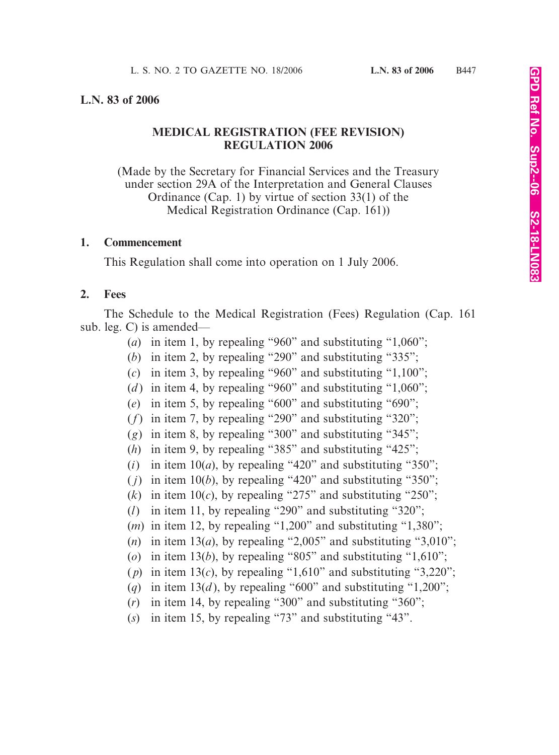# L.N. 83 of 2006

## MEDICAL REGISTRATION (FEE REVISION) REGULATION 2006

(Made by the Secretary for Financial Services and the Treasury under section 29A of the Interpretation and General Clauses Ordinance (Cap. 1) by virtue of section 33(1) of the Medical Registration Ordinance (Cap. 161))

### 1. Commencement

This Regulation shall come into operation on 1 July 2006.

### 2. Fees

The Schedule to the Medical Registration (Fees) Regulation (Cap. 161 sub. leg. C) is amended—

(*a*) in item 1, by repealing “960” and substituting “1,060”;
(*b*) in item 2, by repealing “290” and substituting “335”;
(*c*) in item 3, by repealing “960” and substituting “1,100”;
(*d*) in item 4, by repealing “960” and substituting “1,060”;
(*e*) in item 5, by repealing “600” and substituting “690”;
(*f*) in item 7, by repealing “290” and substituting “320”;
(*g*) in item 8, by repealing “300” and substituting “345”;
(*h*) in item 9, by repealing “385” and substituting “425”;
(*i*) in item 10(*a*), by repealing “420” and substituting “350”;
(*j*) in item 10(*b*), by repealing “420” and substituting “350”;
(*k*) in item 10(*c*), by repealing “275” and substituting “250”;
(*l*) in item 11, by repealing “290” and substituting “320”;
(*m*) in item 12, by repealing “1,200” and substituting “1,380”;
(*n*) in item 13(*a*), by repealing “2,005” and substituting “3,010”;
(*o*) in item 13(*b*), by repealing “805” and substituting “1,610”;
(*p*) in item 13(*c*), by repealing “1,610” and substituting “3,220”;
(*q*) in item 13(*d*), by repealing “600” and substituting “1,200”;
(*r*) in item 14, by repealing “300” and substituting “360”;
(*s*) in item 15, by repealing “73” and substituting “43”.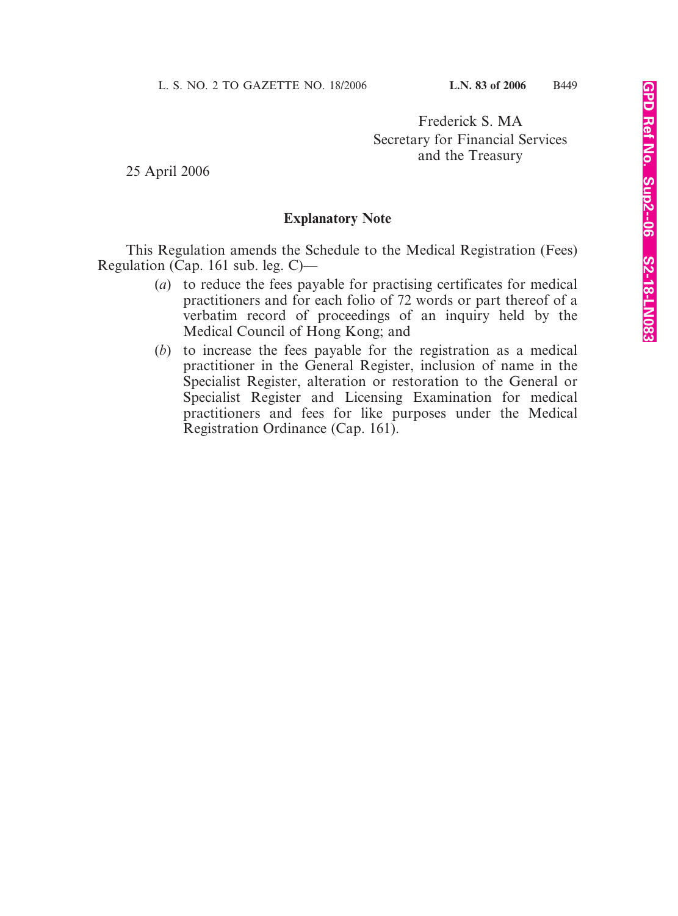Frederick S. MA
Secretary for Financial Services
and the Treasury

25 April 2006

## Explanatory Note

This Regulation amends the Schedule to the Medical Registration (Fees) Regulation (Cap. 161 sub. leg. C)—

(*a*) to reduce the fees payable for practising certificates for medical practitioners and for each folio of 72 words or part thereof of a verbatim record of proceedings of an inquiry held by the Medical Council of Hong Kong; and

(*b*) to increase the fees payable for the registration as a medical practitioner in the General Register, inclusion of name in the Specialist Register, alteration or restoration to the General or Specialist Register and Licensing Examination for medical practitioners and fees for like purposes under the Medical Registration Ordinance (Cap. 161).